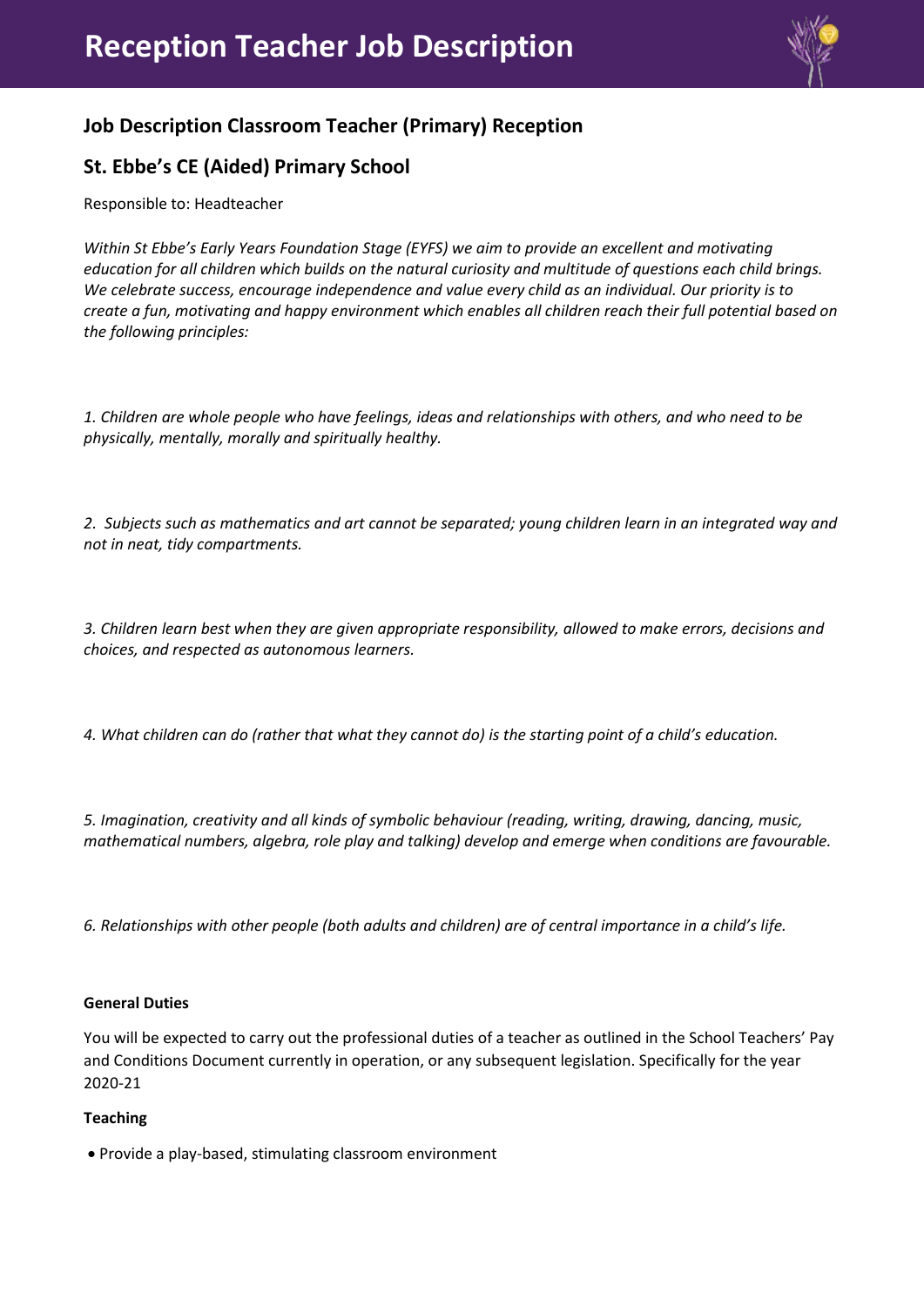# Reception Teacher Job Description

## Job Description Classroom Teacher (Primary) Reception

## St. Ebbe's CE (Aided) Primary School

Responsible to: Headteacher

*Within St Ebbe's Early Years Foundation Stage (EYFS) we aim to provide an excellent and motivating education for all children which builds on the natural curiosity and multitude of questions each child brings. We celebrate success, encourage independence and value every child as an individual. Our priority is to create a fun, motivating and happy environment which enables all children reach their full potential based on the following principles:*

*1. Children are whole people who have feelings, ideas and relationships with others, and who need to be physically, mentally, morally and spiritually healthy.*

*2. Subjects such as mathematics and art cannot be separated; young children learn in an integrated way and not in neat, tidy compartments.*

*3. Children learn best when they are given appropriate responsibility, allowed to make errors, decisions and choices, and respected as autonomous learners.*

*4. What children can do (rather that what they cannot do) is the starting point of a child's education.*

*5. Imagination, creativity and all kinds of symbolic behaviour (reading, writing, drawing, dancing, music, mathematical numbers, algebra, role play and talking) develop and emerge when conditions are favourable.*

*6. Relationships with other people (both adults and children) are of central importance in a child's life.*

**General Duties**

You will be expected to carry out the professional duties of a teacher as outlined in the School Teachers' Pay and Conditions Document currently in operation, or any subsequent legislation. Specifically for the year 2020-21

**Teaching**

- Provide a play-based, stimulating classroom environment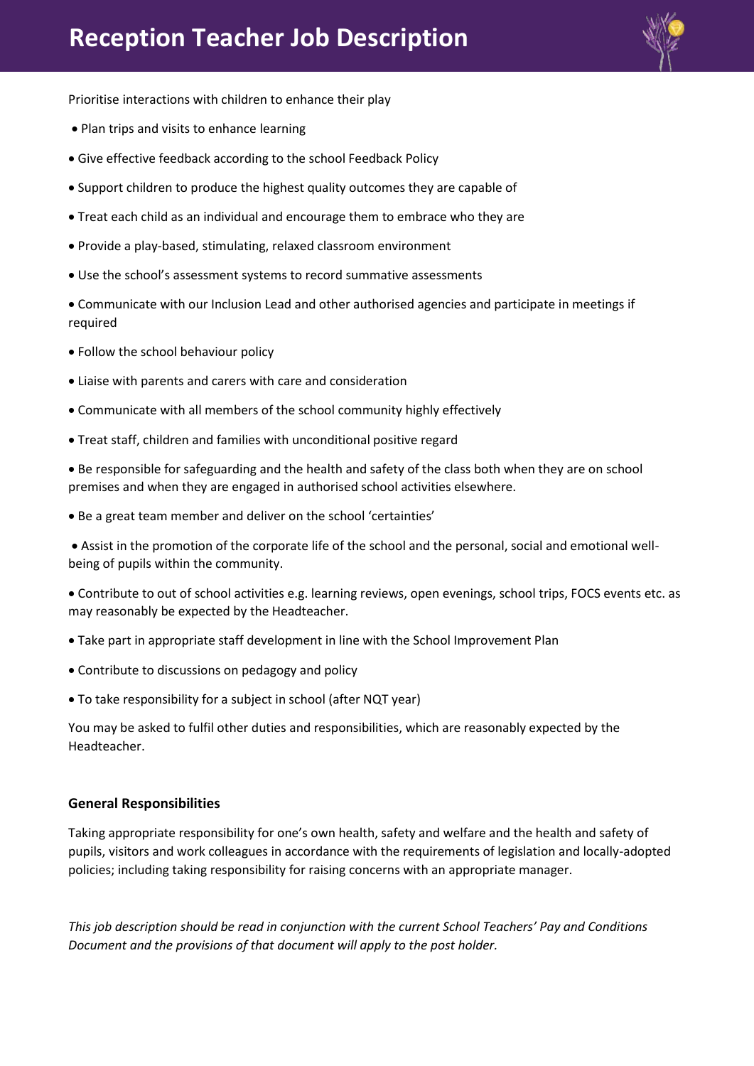Prioritise interactions with children to enhance their play

- Plan trips and visits to enhance learning
- Give effective feedback according to the school Feedback Policy
- Support children to produce the highest quality outcomes they are capable of
- Treat each child as an individual and encourage them to embrace who they are
- Provide a play-based, stimulating, relaxed classroom environment
- Use the school's assessment systems to record summative assessments
- Communicate with our Inclusion Lead and other authorised agencies and participate in meetings if required
- Follow the school behaviour policy
- Liaise with parents and carers with care and consideration
- Communicate with all members of the school community highly effectively
- Treat staff, children and families with unconditional positive regard
- Be responsible for safeguarding and the health and safety of the class both when they are on school premises and when they are engaged in authorised school activities elsewhere.
- Be a great team member and deliver on the school 'certainties'
- Assist in the promotion of the corporate life of the school and the personal, social and emotional well-being of pupils within the community.
- Contribute to out of school activities e.g. learning reviews, open evenings, school trips, FOCS events etc. as may reasonably be expected by the Headteacher.
- Take part in appropriate staff development in line with the School Improvement Plan
- Contribute to discussions on pedagogy and policy
- To take responsibility for a subject in school (after NQT year)

You may be asked to fulfil other duties and responsibilities, which are reasonably expected by the Headteacher.

**General Responsibilities**

Taking appropriate responsibility for one's own health, safety and welfare and the health and safety of pupils, visitors and work colleagues in accordance with the requirements of legislation and locally-adopted policies; including taking responsibility for raising concerns with an appropriate manager.

*This job description should be read in conjunction with the current School Teachers' Pay and Conditions Document and the provisions of that document will apply to the post holder.*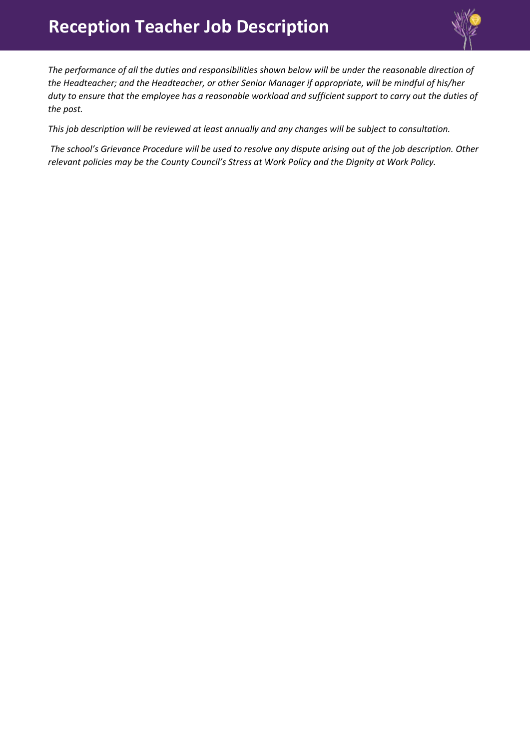*The performance of all the duties and responsibilities shown below will be under the reasonable direction of the Headteacher; and the Headteacher, or other Senior Manager if appropriate, will be mindful of his/her duty to ensure that the employee has a reasonable workload and sufficient support to carry out the duties of the post.*

*This job description will be reviewed at least annually and any changes will be subject to consultation.*

*The school's Grievance Procedure will be used to resolve any dispute arising out of the job description. Other relevant policies may be the County Council's Stress at Work Policy and the Dignity at Work Policy.*